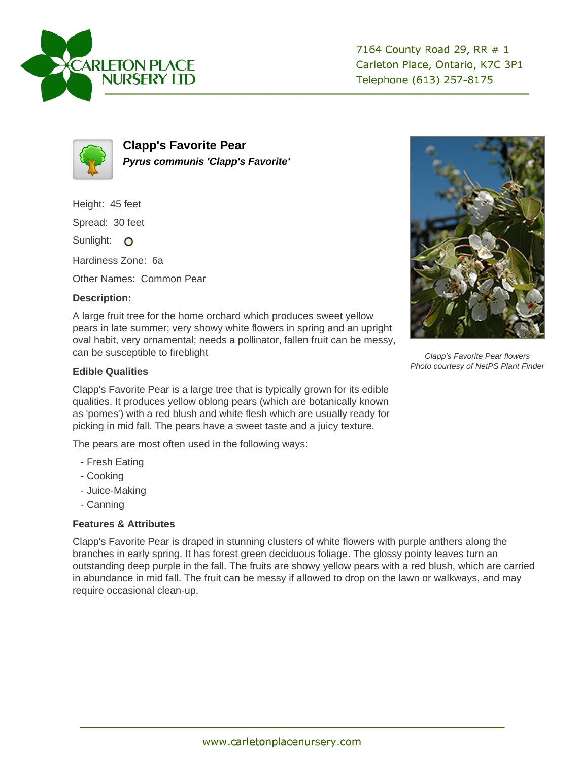CARLETON PLACE NURSERY LTD

7164 County Road 29, RR # 1
Carleton Place, Ontario, K7C 3P1
Telephone (613) 257-8175

# Clapp's Favorite Pear

***Pyrus communis 'Clapp's Favorite'***

Height: 45 feet

Spread: 30 feet

Sunlight: O

Hardiness Zone: 6a

Other Names: Common Pear

### Description:

A large fruit tree for the home orchard which produces sweet yellow pears in late summer; very showy white flowers in spring and an upright oval habit, very ornamental; needs a pollinator, fallen fruit can be messy, can be susceptible to fireblight

*Clapp's Favorite Pear flowers*
*Photo courtesy of NetPS Plant Finder*

### Edible Qualities

Clapp's Favorite Pear is a large tree that is typically grown for its edible qualities. It produces yellow oblong pears (which are botanically known as 'pomes') with a red blush and white flesh which are usually ready for picking in mid fall. The pears have a sweet taste and a juicy texture.

The pears are most often used in the following ways:

- Fresh Eating
- Cooking
- Juice-Making
- Canning

### Features & Attributes

Clapp's Favorite Pear is draped in stunning clusters of white flowers with purple anthers along the branches in early spring. It has forest green deciduous foliage. The glossy pointy leaves turn an outstanding deep purple in the fall. The fruits are showy yellow pears with a red blush, which are carried in abundance in mid fall. The fruit can be messy if allowed to drop on the lawn or walkways, and may require occasional clean-up.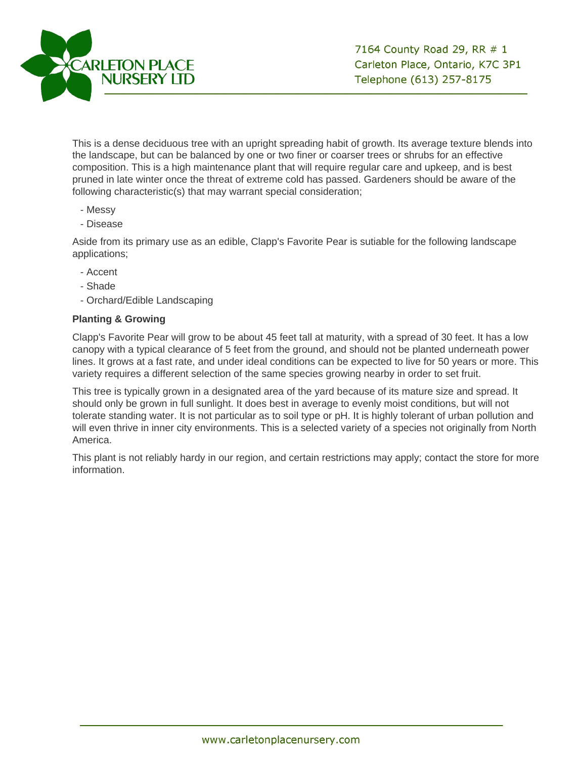This is a dense deciduous tree with an upright spreading habit of growth. Its average texture blends into the landscape, but can be balanced by one or two finer or coarser trees or shrubs for an effective composition. This is a high maintenance plant that will require regular care and upkeep, and is best pruned in late winter once the threat of extreme cold has passed. Gardeners should be aware of the following characteristic(s) that may warrant special consideration;

- Messy
- Disease

Aside from its primary use as an edible, Clapp's Favorite Pear is sutiable for the following landscape applications;

- Accent
- Shade
- Orchard/Edible Landscaping

**Planting & Growing**

Clapp's Favorite Pear will grow to be about 45 feet tall at maturity, with a spread of 30 feet. It has a low canopy with a typical clearance of 5 feet from the ground, and should not be planted underneath power lines. It grows at a fast rate, and under ideal conditions can be expected to live for 50 years or more. This variety requires a different selection of the same species growing nearby in order to set fruit.

This tree is typically grown in a designated area of the yard because of its mature size and spread. It should only be grown in full sunlight. It does best in average to evenly moist conditions, but will not tolerate standing water. It is not particular as to soil type or pH. It is highly tolerant of urban pollution and will even thrive in inner city environments. This is a selected variety of a species not originally from North America.

This plant is not reliably hardy in our region, and certain restrictions may apply; contact the store for more information.